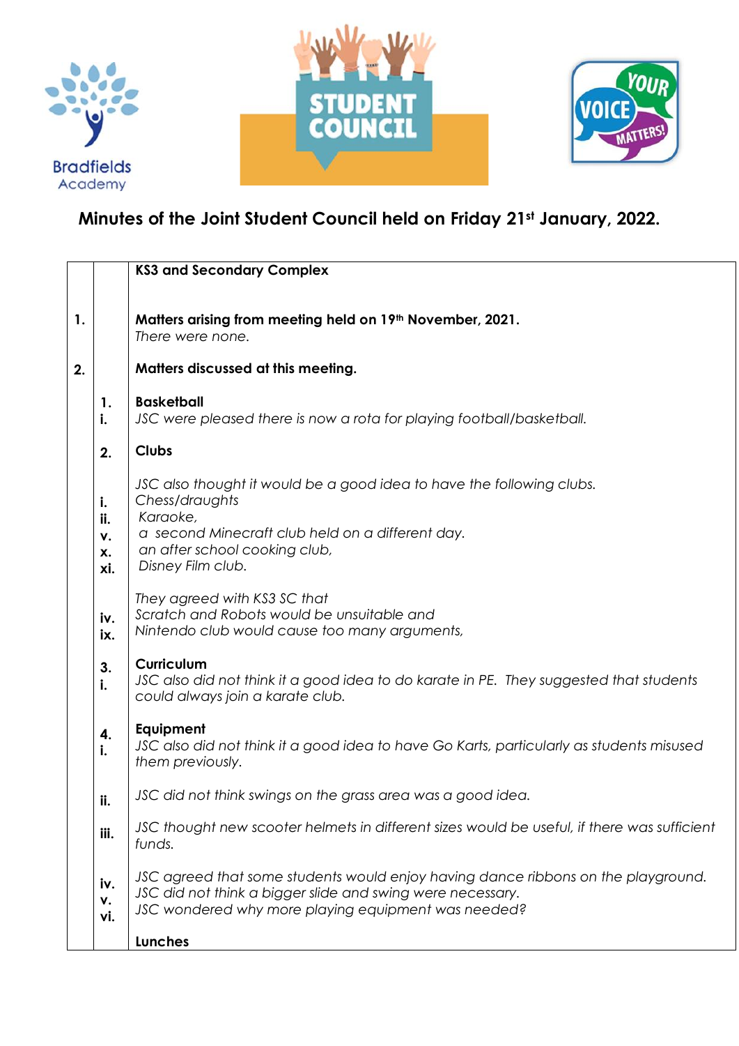Bradfields Academy

STUDENT COUNCIL

YOUR VOICE MATTERS!

# Minutes of the Joint Student Council held on Friday 21st January, 2022.

| | | KS3 and Secondary Complex |
|---|---|---|
| 1. | | **Matters arising from meeting held on 19th November, 2021.**<br>*There were none.* |
| 2. | | **Matters discussed at this meeting.** |
| | 1.<br>i. | **Basketball**<br>*JSC were pleased there is now a rota for playing football/basketball.* |
| | 2. | **Clubs** |
| | | *JSC also thought it would be a good idea to have the following clubs.* |
| | i.<br>ii.<br>v.<br>x.<br>xi. | *Chess/draughts*<br>*Karaoke,*<br>*a second Minecraft club held on a different day.*<br>*an after school cooking club,*<br>*Disney Film club.* |
| | | *They agreed with KS3 SC that* |
| | iv.<br>ix. | *Scratch and Robots would be unsuitable and*<br>*Nintendo club would cause too many arguments,* |
| | 3.<br>i. | **Curriculum**<br>*JSC also did not think it a good idea to do karate in PE. They suggested that students could always join a karate club.* |
| | 4.<br>i. | **Equipment**<br>*JSC also did not think it a good idea to have Go Karts, particularly as students misused them previously.* |
| | ii. | *JSC did not think swings on the grass area was a good idea.* |
| | iii. | *JSC thought new scooter helmets in different sizes would be useful, if there was sufficient funds.* |
| | iv.<br>v.<br>vi. | *JSC agreed that some students would enjoy having dance ribbons on the playground.*<br>*JSC did not think a bigger slide and swing were necessary.*<br>*JSC wondered why more playing equipment was needed?* |
| | | **Lunches** |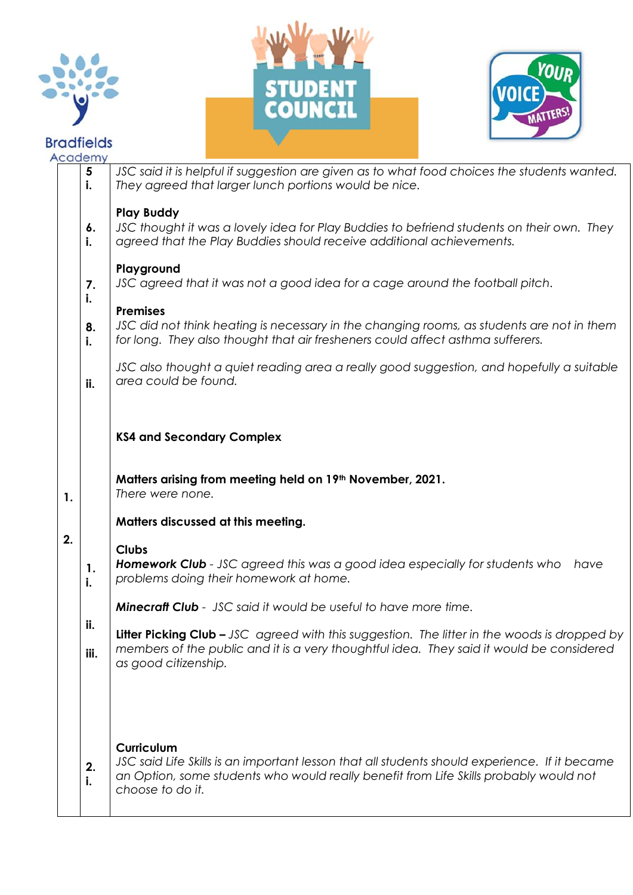| | | |
|---|---|---|
| | **5 i.** | *JSC said it is helpful if suggestion are given as to what food choices the students wanted. They agreed that larger lunch portions would be nice.* |
| | | **Play Buddy** |
| | **6. i.** | *JSC thought it was a lovely idea for Play Buddies to befriend students on their own. They agreed that the Play Buddies should receive additional achievements.* |
| | | **Playground** |
| | **7. i.** | *JSC agreed that it was not a good idea for a cage around the football pitch.* |
| | | **Premises** |
| | **8. i.** | *JSC did not think heating is necessary in the changing rooms, as students are not in them for long. They also thought that air fresheners could affect asthma sufferers.* |
| | **ii.** | *JSC also thought a quiet reading area a really good suggestion, and hopefully a suitable area could be found.* |
| | | **KS4 and Secondary Complex** |
| **1.** | | **Matters arising from meeting held on 19th November, 2021.** *There were none.* |
| **2.** | | **Matters discussed at this meeting.** |
| | | **Clubs** |
| | **1. i.** | ***Homework Club*** *- JSC agreed this was a good idea especially for students who have problems doing their homework at home.* |
| | **ii.** | ***Minecraft Club*** *- JSC said it would be useful to have more time.* |
| | **iii.** | **Litter Picking Club –** *JSC agreed with this suggestion. The litter in the woods is dropped by members of the public and it is a very thoughtful idea. They said it would be considered as good citizenship.* |
| | | **Curriculum** |
| | **2. i.** | *JSC said Life Skills is an important lesson that all students should experience. If it became an Option, some students who would really benefit from Life Skills probably would not choose to do it.* |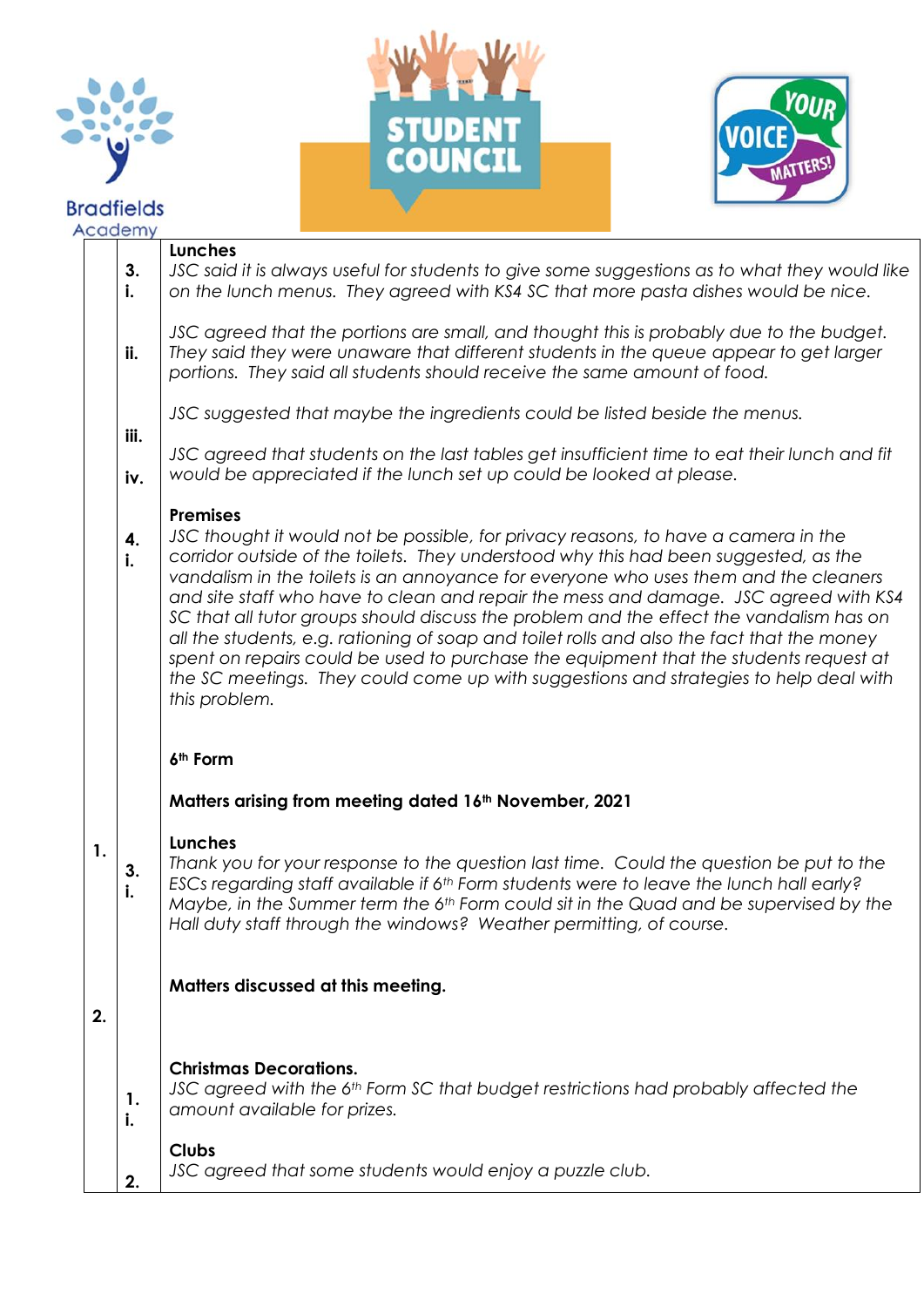| | | |
|---|---|---|
| | **3.** **i.** | **Lunches** *JSC said it is always useful for students to give some suggestions as to what they would like on the lunch menus. They agreed with KS4 SC that more pasta dishes would be nice.* |
| | **ii.** | *JSC agreed that the portions are small, and thought this is probably due to the budget. They said they were unaware that different students in the queue appear to get larger portions. They said all students should receive the same amount of food.* |
| | **iii.** | *JSC suggested that maybe the ingredients could be listed beside the menus.* |
| | **iv.** | *JSC agreed that students on the last tables get insufficient time to eat their lunch and fit would be appreciated if the lunch set up could be looked at please.* |
| | **4.** **i.** | **Premises** *JSC thought it would not be possible, for privacy reasons, to have a camera in the corridor outside of the toilets. They understood why this had been suggested, as the vandalism in the toilets is an annoyance for everyone who uses them and the cleaners and site staff who have to clean and repair the mess and damage. JSC agreed with KS4 SC that all tutor groups should discuss the problem and the effect the vandalism has on all the students, e.g. rationing of soap and toilet rolls and also the fact that the money spent on repairs could be used to purchase the equipment that the students request at the SC meetings. They could come up with suggestions and strategies to help deal with this problem.* |
| | | **6th Form** |
| **1.** | | **Matters arising from meeting dated 16th November, 2021** |
| | **3.** **i.** | **Lunches** *Thank you for your response to the question last time. Could the question be put to the ESCs regarding staff available if 6th Form students were to leave the lunch hall early? Maybe, in the Summer term the 6th Form could sit in the Quad and be supervised by the Hall duty staff through the windows? Weather permitting, of course.* |
| **2.** | | **Matters discussed at this meeting.** |
| | **1.** **i.** | **Christmas Decorations.** *JSC agreed with the 6th Form SC that budget restrictions had probably affected the amount available for prizes.* |
| | **2.** | **Clubs** *JSC agreed that some students would enjoy a puzzle club.* |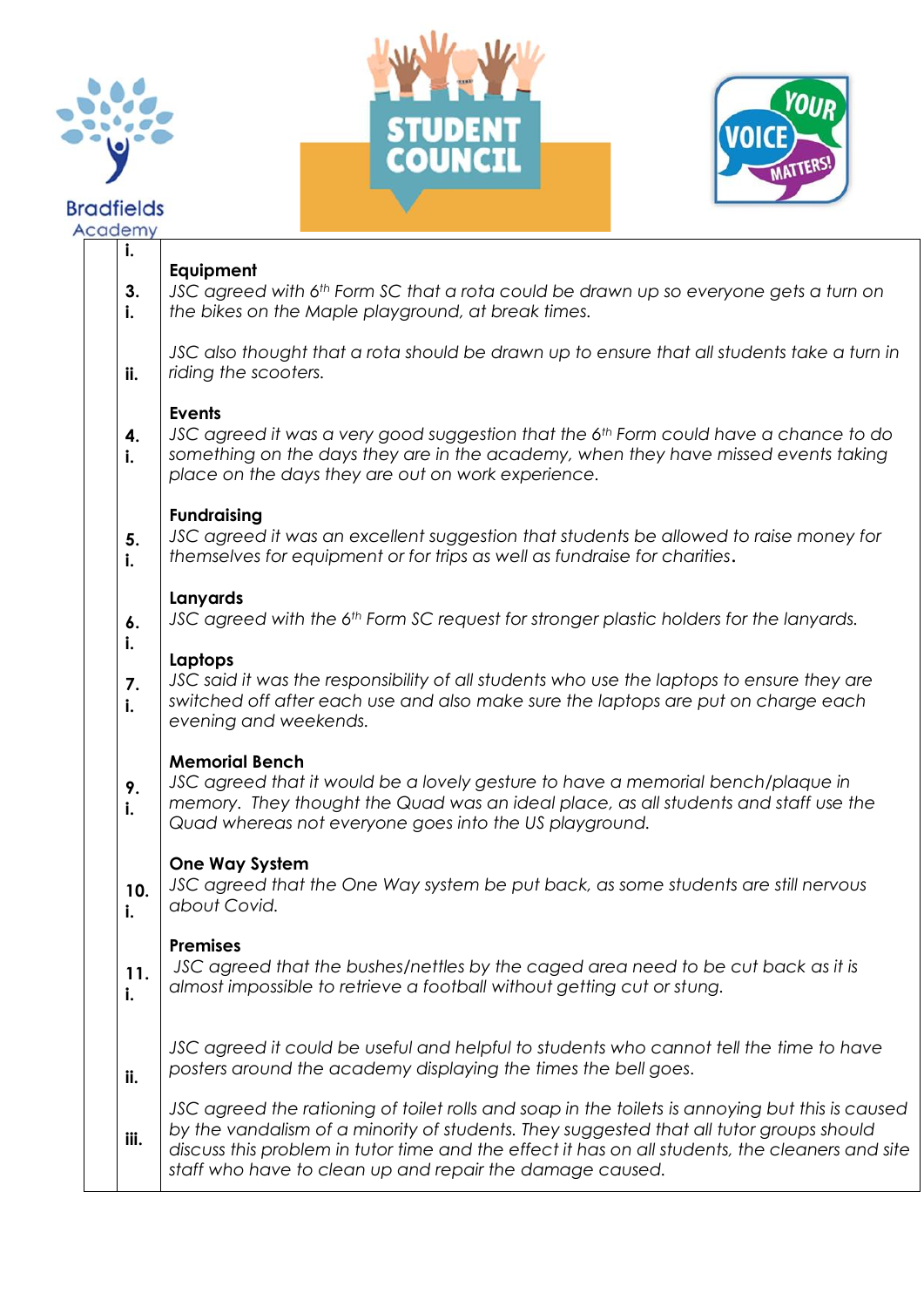| | | |
|---|---|---|
| | i. | |
| | 3. i. | **Equipment**<br>*JSC agreed with 6th Form SC that a rota could be drawn up so everyone gets a turn on the bikes on the Maple playground, at break times.* |
| | ii. | *JSC also thought that a rota should be drawn up to ensure that all students take a turn in riding the scooters.* |
| | 4. i. | **Events**<br>*JSC agreed it was a very good suggestion that the 6th Form could have a chance to do something on the days they are in the academy, when they have missed events taking place on the days they are out on work experience.* |
| | 5. i. | **Fundraising**<br>*JSC agreed it was an excellent suggestion that students be allowed to raise money for themselves for equipment or for trips as well as fundraise for charities.* |
| | 6. i. | **Lanyards**<br>*JSC agreed with the 6th Form SC request for stronger plastic holders for the lanyards.* |
| | 7. i. | **Laptops**<br>*JSC said it was the responsibility of all students who use the laptops to ensure they are switched off after each use and also make sure the laptops are put on charge each evening and weekends.* |
| | 9. i. | **Memorial Bench**<br>*JSC agreed that it would be a lovely gesture to have a memorial bench/plaque in memory. They thought the Quad was an ideal place, as all students and staff use the Quad whereas not everyone goes into the US playground.* |
| | 10. i. | **One Way System**<br>*JSC agreed that the One Way system be put back, as some students are still nervous about Covid.* |
| | 11. i. | **Premises**<br>*JSC agreed that the bushes/nettles by the caged area need to be cut back as it is almost impossible to retrieve a football without getting cut or stung.* |
| | ii. | *JSC agreed it could be useful and helpful to students who cannot tell the time to have posters around the academy displaying the times the bell goes.* |
| | iii. | *JSC agreed the rationing of toilet rolls and soap in the toilets is annoying but this is caused by the vandalism of a minority of students. They suggested that all tutor groups should discuss this problem in tutor time and the effect it has on all students, the cleaners and site staff who have to clean up and repair the damage caused.* |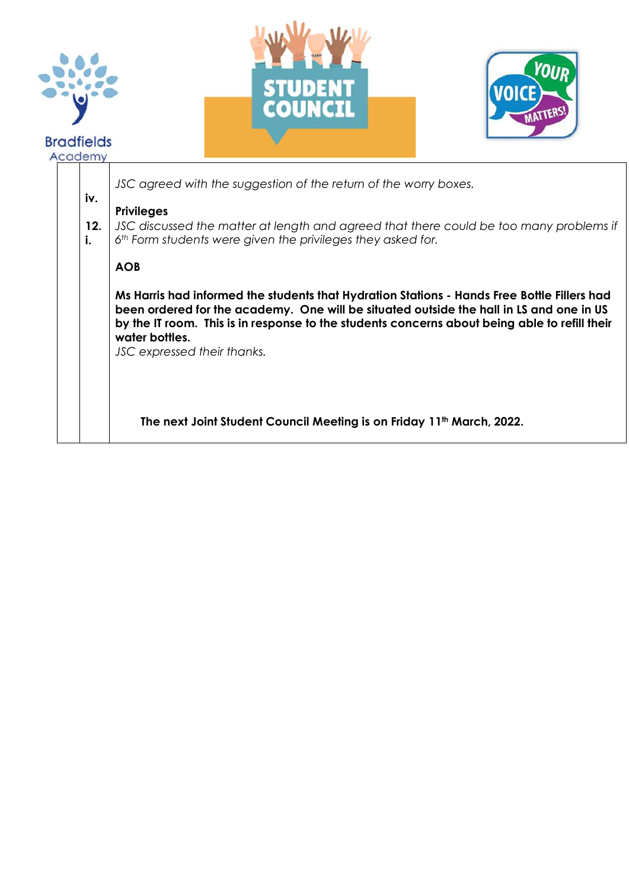| | | |
|---|---|---|
| | iv. | *JSC agreed with the suggestion of the return of the worry boxes.* |
| | 12. i. | **Privileges**<br>*JSC discussed the matter at length and agreed that there could be too many problems if 6th Form students were given the privileges they asked for.* |
| | | **AOB**<br><br>**Ms Harris had informed the students that Hydration Stations - Hands Free Bottle Fillers had been ordered for the academy. One will be situated outside the hall in LS and one in US by the IT room. This is in response to the students concerns about being able to refill their water bottles.**<br>*JSC expressed their thanks.*<br><br>**The next Joint Student Council Meeting is on Friday 11th March, 2022.** |